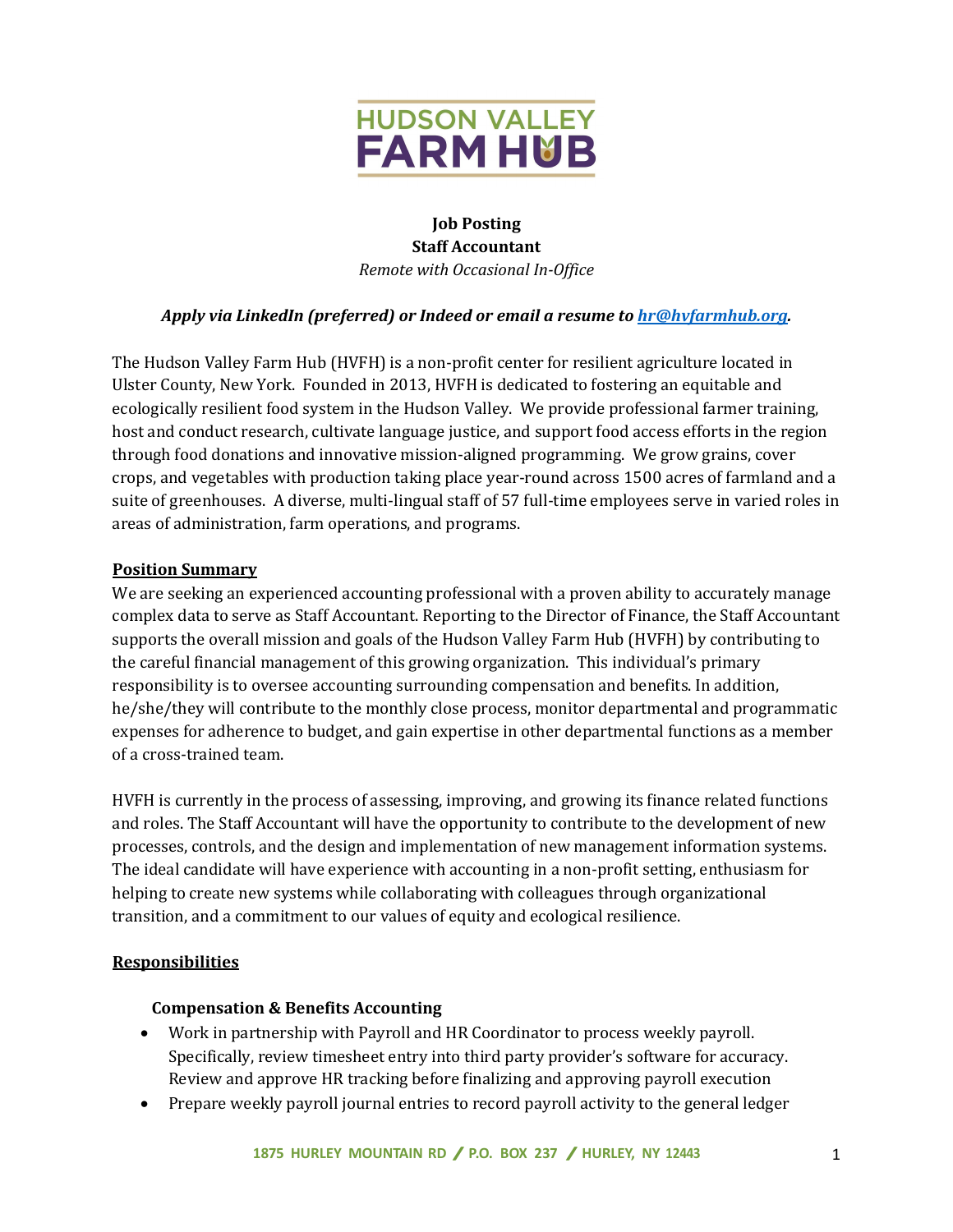HUDSON VALLEY FARM HUB

**Job Posting**
**Staff Accountant**
*Remote with Occasional In-Office*

***Apply via LinkedIn (preferred) or Indeed or email a resume to [hr@hvfarmhub.org](mailto:hr@hvfarmhub.org).***

The Hudson Valley Farm Hub (HVFH) is a non-profit center for resilient agriculture located in Ulster County, New York. Founded in 2013, HVFH is dedicated to fostering an equitable and ecologically resilient food system in the Hudson Valley. We provide professional farmer training, host and conduct research, cultivate language justice, and support food access efforts in the region through food donations and innovative mission-aligned programming. We grow grains, cover crops, and vegetables with production taking place year-round across 1500 acres of farmland and a suite of greenhouses. A diverse, multi-lingual staff of 57 full-time employees serve in varied roles in areas of administration, farm operations, and programs.

## Position Summary

We are seeking an experienced accounting professional with a proven ability to accurately manage complex data to serve as Staff Accountant. Reporting to the Director of Finance, the Staff Accountant supports the overall mission and goals of the Hudson Valley Farm Hub (HVFH) by contributing to the careful financial management of this growing organization. This individual's primary responsibility is to oversee accounting surrounding compensation and benefits. In addition, he/she/they will contribute to the monthly close process, monitor departmental and programmatic expenses for adherence to budget, and gain expertise in other departmental functions as a member of a cross-trained team.

HVFH is currently in the process of assessing, improving, and growing its finance related functions and roles. The Staff Accountant will have the opportunity to contribute to the development of new processes, controls, and the design and implementation of new management information systems. The ideal candidate will have experience with accounting in a non-profit setting, enthusiasm for helping to create new systems while collaborating with colleagues through organizational transition, and a commitment to our values of equity and ecological resilience.

## Responsibilities

### Compensation & Benefits Accounting

- Work in partnership with Payroll and HR Coordinator to process weekly payroll. Specifically, review timesheet entry into third party provider's software for accuracy. Review and approve HR tracking before finalizing and approving payroll execution
- Prepare weekly payroll journal entries to record payroll activity to the general ledger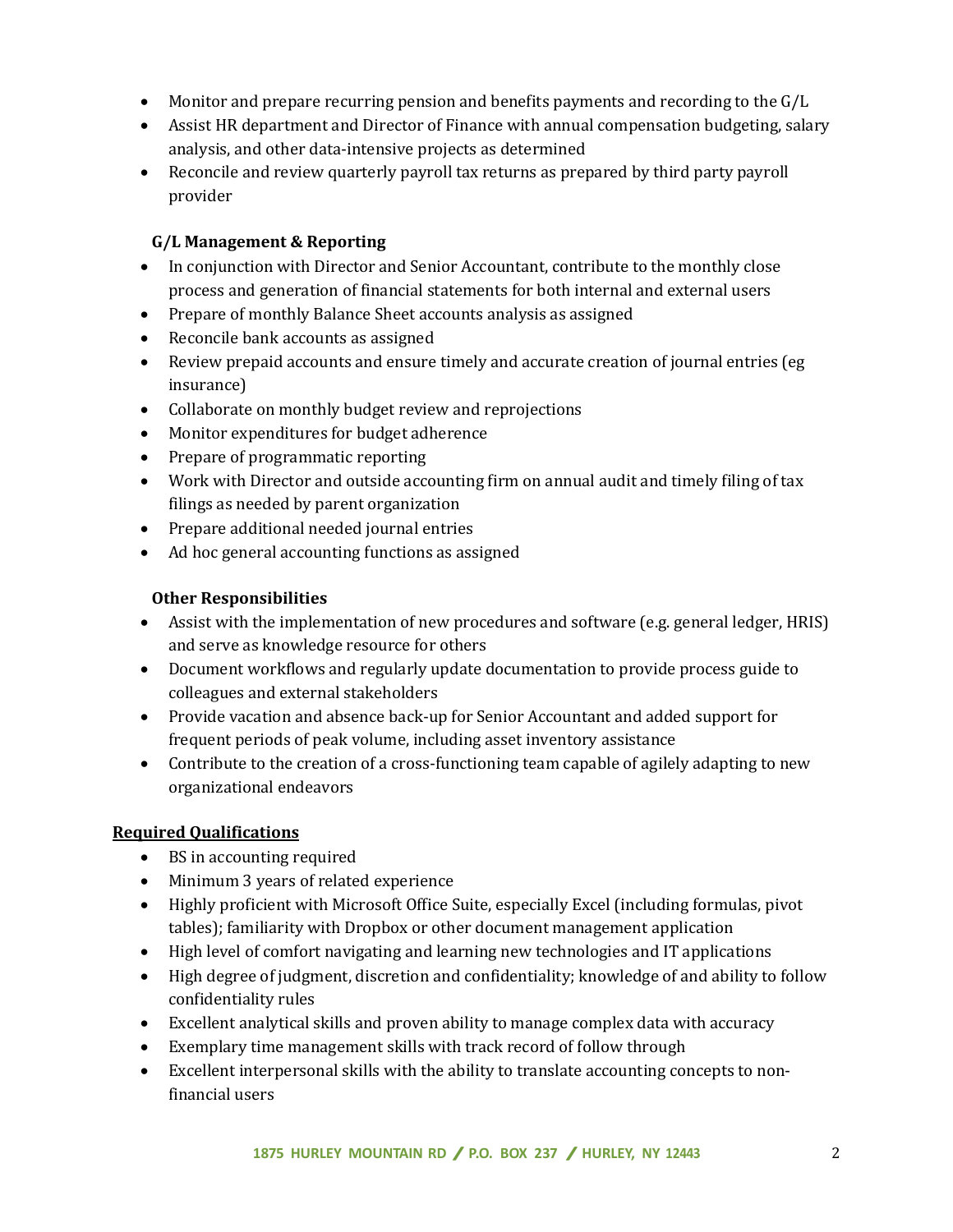- Monitor and prepare recurring pension and benefits payments and recording to the G/L
- Assist HR department and Director of Finance with annual compensation budgeting, salary analysis, and other data-intensive projects as determined
- Reconcile and review quarterly payroll tax returns as prepared by third party payroll provider

**G/L Management & Reporting**

- In conjunction with Director and Senior Accountant, contribute to the monthly close process and generation of financial statements for both internal and external users
- Prepare of monthly Balance Sheet accounts analysis as assigned
- Reconcile bank accounts as assigned
- Review prepaid accounts and ensure timely and accurate creation of journal entries (eg insurance)
- Collaborate on monthly budget review and reprojections
- Monitor expenditures for budget adherence
- Prepare of programmatic reporting
- Work with Director and outside accounting firm on annual audit and timely filing of tax filings as needed by parent organization
- Prepare additional needed journal entries
- Ad hoc general accounting functions as assigned

**Other Responsibilities**

- Assist with the implementation of new procedures and software (e.g. general ledger, HRIS) and serve as knowledge resource for others
- Document workflows and regularly update documentation to provide process guide to colleagues and external stakeholders
- Provide vacation and absence back-up for Senior Accountant and added support for frequent periods of peak volume, including asset inventory assistance
- Contribute to the creation of a cross-functioning team capable of agilely adapting to new organizational endeavors

**Required Qualifications**

- BS in accounting required
- Minimum 3 years of related experience
- Highly proficient with Microsoft Office Suite, especially Excel (including formulas, pivot tables); familiarity with Dropbox or other document management application
- High level of comfort navigating and learning new technologies and IT applications
- High degree of judgment, discretion and confidentiality; knowledge of and ability to follow confidentiality rules
- Excellent analytical skills and proven ability to manage complex data with accuracy
- Exemplary time management skills with track record of follow through
- Excellent interpersonal skills with the ability to translate accounting concepts to non-financial users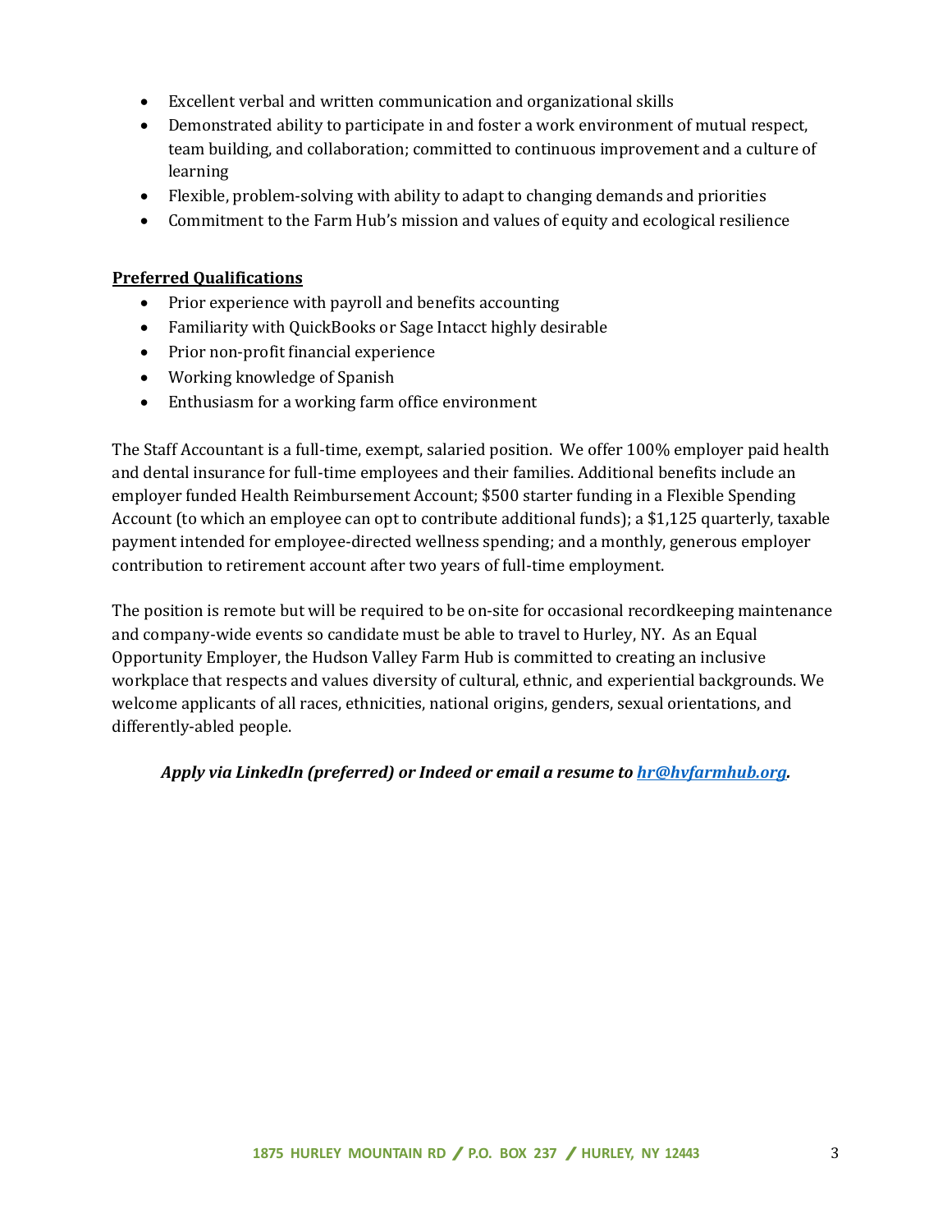- Excellent verbal and written communication and organizational skills
- Demonstrated ability to participate in and foster a work environment of mutual respect, team building, and collaboration; committed to continuous improvement and a culture of learning
- Flexible, problem-solving with ability to adapt to changing demands and priorities
- Commitment to the Farm Hub's mission and values of equity and ecological resilience

**Preferred Qualifications**

- Prior experience with payroll and benefits accounting
- Familiarity with QuickBooks or Sage Intacct highly desirable
- Prior non-profit financial experience
- Working knowledge of Spanish
- Enthusiasm for a working farm office environment

The Staff Accountant is a full-time, exempt, salaried position. We offer 100% employer paid health and dental insurance for full-time employees and their families. Additional benefits include an employer funded Health Reimbursement Account; $500 starter funding in a Flexible Spending Account (to which an employee can opt to contribute additional funds); a $1,125 quarterly, taxable payment intended for employee-directed wellness spending; and a monthly, generous employer contribution to retirement account after two years of full-time employment.

The position is remote but will be required to be on-site for occasional recordkeeping maintenance and company-wide events so candidate must be able to travel to Hurley, NY. As an Equal Opportunity Employer, the Hudson Valley Farm Hub is committed to creating an inclusive workplace that respects and values diversity of cultural, ethnic, and experiential backgrounds. We welcome applicants of all races, ethnicities, national origins, genders, sexual orientations, and differently-abled people.

***Apply via LinkedIn (preferred) or Indeed or email a resume to [hr@hvfarmhub.org](mailto:hr@hvfarmhub.org).***

1875 HURLEY MOUNTAIN RD / P.O. BOX 237 / HURLEY, NY 12443